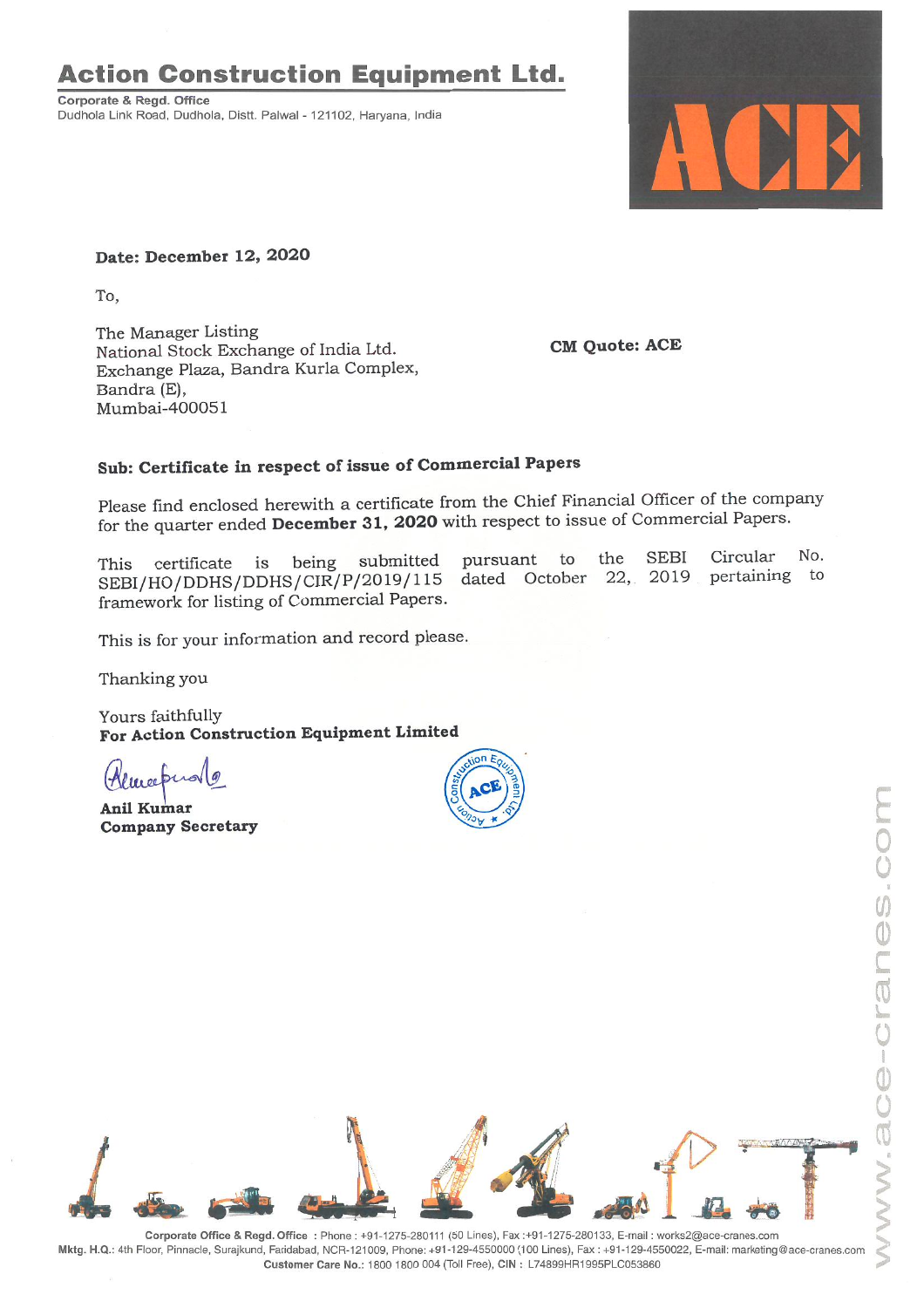# Action Construction Equipment Ltd.

**Corporate & Regd. Office**
Dudhola Link Road, Dudhola, Distt. Palwal - 121102, Haryana, India

ACE

**Date: December 12, 2020**

To,

The Manager Listing
National Stock Exchange of India Ltd.
Exchange Plaza, Bandra Kurla Complex,
Bandra (E),
Mumbai-400051

**CM Quote: ACE**

**Sub: Certificate in respect of issue of Commercial Papers**

Please find enclosed herewith a certificate from the Chief Financial Officer of the company for the quarter ended **December 31, 2020** with respect to issue of Commercial Papers.

This certificate is being submitted pursuant to the SEBI Circular No. SEBI/HO/DDHS/DDHS/CIR/P/2019/115 dated October 22, 2019 pertaining to framework for listing of Commercial Papers.

This is for your information and record please.

Thanking you

Yours faithfully
**For Action Construction Equipment Limited**

**Anil Kumar**
**Company Secretary**

www.ace-cranes.com

**Corporate Office & Regd. Office** : Phone : +91-1275-280111 (50 Lines), Fax :+91-1275-280133, E-mail : works2@ace-cranes.com
**Mktg. H.Q.**: 4th Floor, Pinnacle, Surajkund, Faridabad, NCR-121009, Phone: +91-129-4550000 (100 Lines), Fax : +91-129-4550022, E-mail: marketing@ace-cranes.com
**Customer Care No.**: 1800 1800 004 (Toll Free), **CIN** : L74899HR1995PLC053860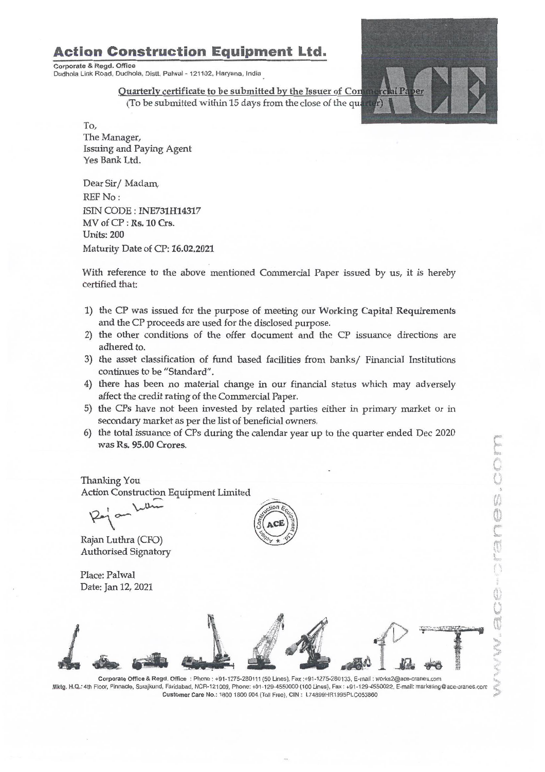# Action Construction Equipment Ltd.

**Corporate & Regd. Office**
Dudhola Link Road, Dudhola, Distt. Palwal - 121102, Haryana, India

**Quarterly certificate to be submitted by the Issuer of Commercial Paper**
(To be submitted within 15 days from the close of the quarter)

To,
The Manager,
Issuing and Paying Agent
Yes Bank Ltd.

Dear Sir/ Madam,
REF No :
ISIN CODE : **INE731H14317**
MV of CP : **Rs. 10 Crs.**
**Units: 200**
Maturity Date of CP: **16.02.2021**

With reference to the above mentioned Commercial Paper issued by us, it is hereby certified that:

1) the CP was issued for the purpose of meeting our Working Capital Requirements and the CP proceeds are used for the disclosed purpose.
2) the other conditions of the offer document and the CP issuance directions are adhered to.
3) the asset classification of fund based facilities from banks/ Financial Institutions continues to be "Standard".
4) there has been no material change in our financial status which may adversely affect the credit rating of the Commercial Paper.
5) the CPs have not been invested by related parties either in primary market or in secondary market as per the list of beneficial owners.
6) the total issuance of CPs during the calendar year up to the quarter ended Dec 2020 was **Rs. 95.00 Crores**.

Thanking You
Action Construction Equipment Limited

Rajan Luthra (CFO)
Authorised Signatory

Place: Palwal
Date: Jan 12, 2021

Corporate Office & Regd. Office : Phone : +91-1275-280111 (50 Lines), Fax :+91-1275-280133, E-mail : works2@ace-cranes.com
Mktg. H.Q.: 4th Floor, Pinnacle, Surajkund, Faridabad, NCR-121009, Phone: +91-129-4550000 (100 Lines), Fax : +91-129-4550022, E-mail: marketing@ace-cranes.com
Customer Care No.: 1800 1800 004 (Toll Free), CIN : L74899HR1995PLC053860

www.ace-cranes.com